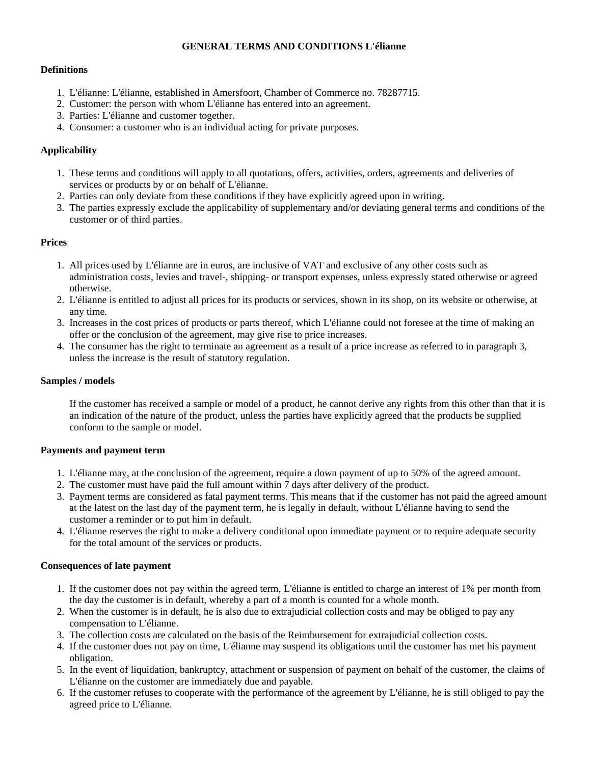# GENERAL TERMS AND CONDITIONS L'élianne

### Definitions

1. L'élianne: L'élianne, established in Amersfoort, Chamber of Commerce no. 78287715.
2. Customer: the person with whom L'élianne has entered into an agreement.
3. Parties: L'élianne and customer together.
4. Consumer: a customer who is an individual acting for private purposes.

### Applicability

1. These terms and conditions will apply to all quotations, offers, activities, orders, agreements and deliveries of services or products by or on behalf of L'élianne.
2. Parties can only deviate from these conditions if they have explicitly agreed upon in writing.
3. The parties expressly exclude the applicability of supplementary and/or deviating general terms and conditions of the customer or of third parties.

### Prices

1. All prices used by L'élianne are in euros, are inclusive of VAT and exclusive of any other costs such as administration costs, levies and travel-, shipping- or transport expenses, unless expressly stated otherwise or agreed otherwise.
2. L'élianne is entitled to adjust all prices for its products or services, shown in its shop, on its website or otherwise, at any time.
3. Increases in the cost prices of products or parts thereof, which L'élianne could not foresee at the time of making an offer or the conclusion of the agreement, may give rise to price increases.
4. The consumer has the right to terminate an agreement as a result of a price increase as referred to in paragraph 3, unless the increase is the result of statutory regulation.

### Samples / models

If the customer has received a sample or model of a product, he cannot derive any rights from this other than that it is an indication of the nature of the product, unless the parties have explicitly agreed that the products be supplied conform to the sample or model.

### Payments and payment term

1. L'élianne may, at the conclusion of the agreement, require a down payment of up to 50% of the agreed amount.
2. The customer must have paid the full amount within 7 days after delivery of the product.
3. Payment terms are considered as fatal payment terms. This means that if the customer has not paid the agreed amount at the latest on the last day of the payment term, he is legally in default, without L'élianne having to send the customer a reminder or to put him in default.
4. L'élianne reserves the right to make a delivery conditional upon immediate payment or to require adequate security for the total amount of the services or products.

### Consequences of late payment

1. If the customer does not pay within the agreed term, L'élianne is entitled to charge an interest of 1% per month from the day the customer is in default, whereby a part of a month is counted for a whole month.
2. When the customer is in default, he is also due to extrajudicial collection costs and may be obliged to pay any compensation to L'élianne.
3. The collection costs are calculated on the basis of the Reimbursement for extrajudicial collection costs.
4. If the customer does not pay on time, L'élianne may suspend its obligations until the customer has met his payment obligation.
5. In the event of liquidation, bankruptcy, attachment or suspension of payment on behalf of the customer, the claims of L'élianne on the customer are immediately due and payable.
6. If the customer refuses to cooperate with the performance of the agreement by L'élianne, he is still obliged to pay the agreed price to L'élianne.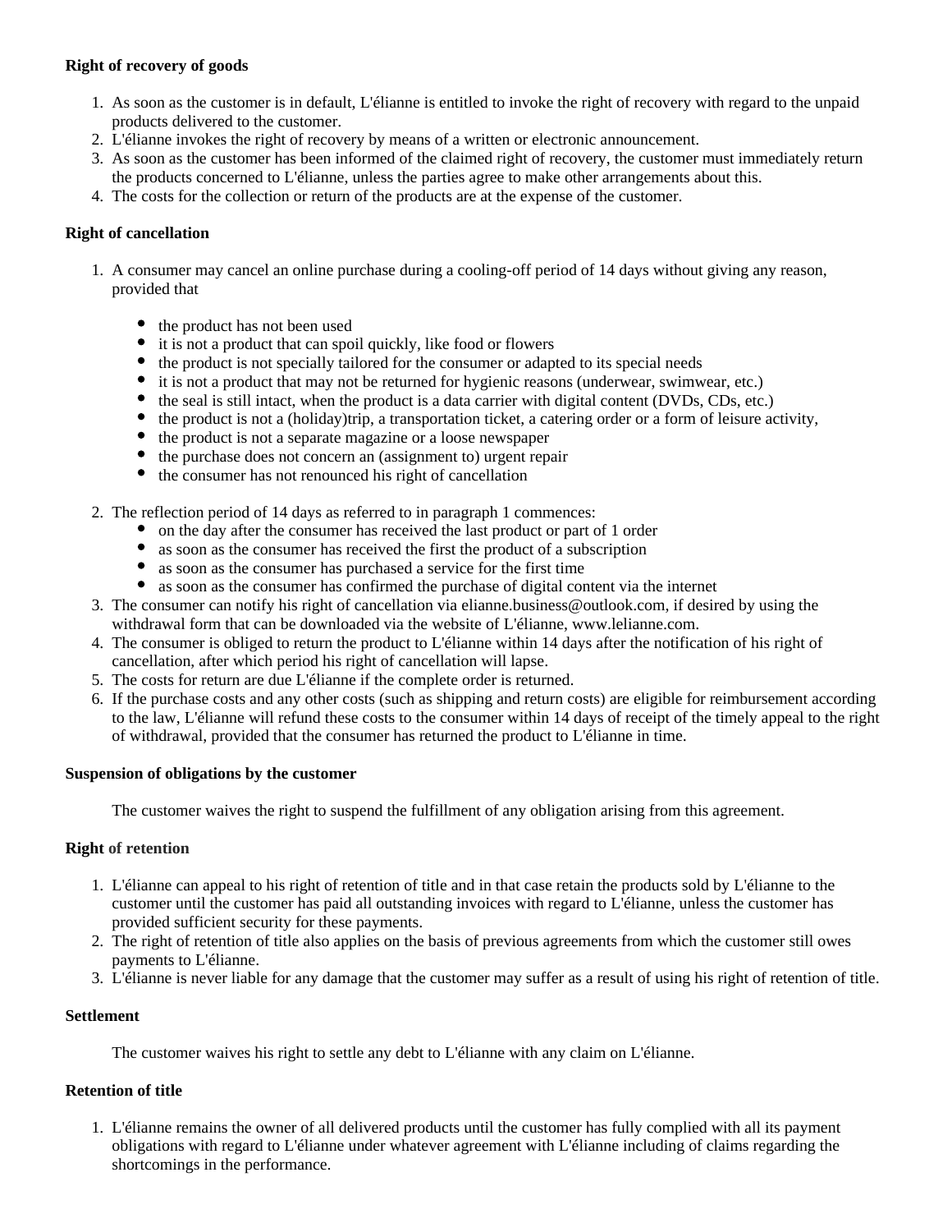**Right of recovery of goods**

1. As soon as the customer is in default, L'élianne is entitled to invoke the right of recovery with regard to the unpaid products delivered to the customer.
2. L'élianne invokes the right of recovery by means of a written or electronic announcement.
3. As soon as the customer has been informed of the claimed right of recovery, the customer must immediately return the products concerned to L'élianne, unless the parties agree to make other arrangements about this.
4. The costs for the collection or return of the products are at the expense of the customer.

**Right of cancellation**

1. A consumer may cancel an online purchase during a cooling-off period of 14 days without giving any reason, provided that

   - the product has not been used
   - it is not a product that can spoil quickly, like food or flowers
   - the product is not specially tailored for the consumer or adapted to its special needs
   - it is not a product that may not be returned for hygienic reasons (underwear, swimwear, etc.)
   - the seal is still intact, when the product is a data carrier with digital content (DVDs, CDs, etc.)
   - the product is not a (holiday)trip, a transportation ticket, a catering order or a form of leisure activity,
   - the product is not a separate magazine or a loose newspaper
   - the purchase does not concern an (assignment to) urgent repair
   - the consumer has not renounced his right of cancellation

2. The reflection period of 14 days as referred to in paragraph 1 commences:
   - on the day after the consumer has received the last product or part of 1 order
   - as soon as the consumer has received the first the product of a subscription
   - as soon as the consumer has purchased a service for the first time
   - as soon as the consumer has confirmed the purchase of digital content via the internet
3. The consumer can notify his right of cancellation via elianne.business@outlook.com, if desired by using the withdrawal form that can be downloaded via the website of L'élianne, www.lelianne.com.
4. The consumer is obliged to return the product to L'élianne within 14 days after the notification of his right of cancellation, after which period his right of cancellation will lapse.
5. The costs for return are due L'élianne if the complete order is returned.
6. If the purchase costs and any other costs (such as shipping and return costs) are eligible for reimbursement according to the law, L'élianne will refund these costs to the consumer within 14 days of receipt of the timely appeal to the right of withdrawal, provided that the consumer has returned the product to L'élianne in time.

**Suspension of obligations by the customer**

The customer waives the right to suspend the fulfillment of any obligation arising from this agreement.

**Right of retention**

1. L'élianne can appeal to his right of retention of title and in that case retain the products sold by L'élianne to the customer until the customer has paid all outstanding invoices with regard to L'élianne, unless the customer has provided sufficient security for these payments.
2. The right of retention of title also applies on the basis of previous agreements from which the customer still owes payments to L'élianne.
3. L'élianne is never liable for any damage that the customer may suffer as a result of using his right of retention of title.

**Settlement**

The customer waives his right to settle any debt to L'élianne with any claim on L'élianne.

**Retention of title**

1. L'élianne remains the owner of all delivered products until the customer has fully complied with all its payment obligations with regard to L'élianne under whatever agreement with L'élianne including of claims regarding the shortcomings in the performance.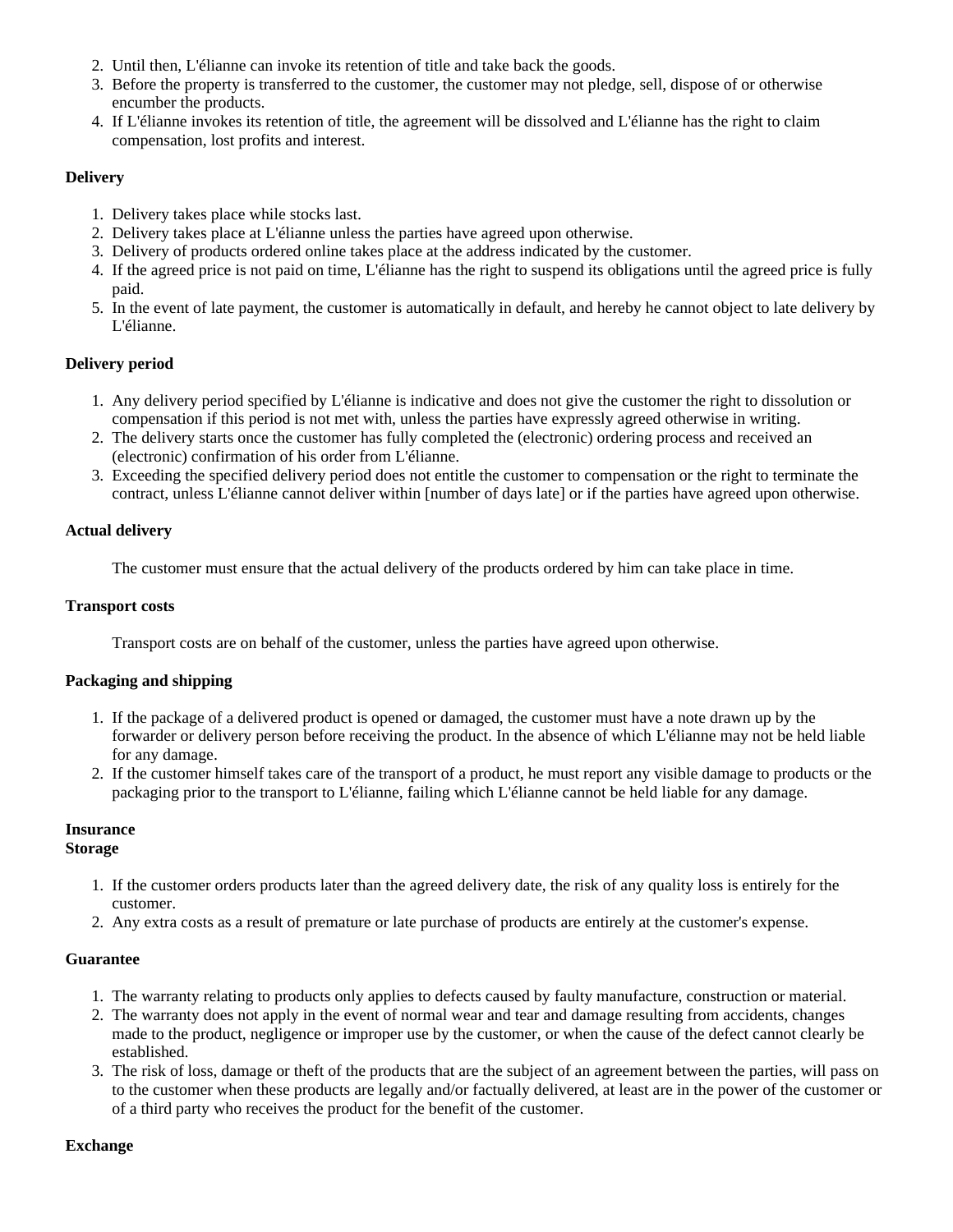2. Until then, L'élianne can invoke its retention of title and take back the goods.
3. Before the property is transferred to the customer, the customer may not pledge, sell, dispose of or otherwise encumber the products.
4. If L'élianne invokes its retention of title, the agreement will be dissolved and L'élianne has the right to claim compensation, lost profits and interest.

**Delivery**

1. Delivery takes place while stocks last.
2. Delivery takes place at L'élianne unless the parties have agreed upon otherwise.
3. Delivery of products ordered online takes place at the address indicated by the customer.
4. If the agreed price is not paid on time, L'élianne has the right to suspend its obligations until the agreed price is fully paid.
5. In the event of late payment, the customer is automatically in default, and hereby he cannot object to late delivery by L'élianne.

**Delivery period**

1. Any delivery period specified by L'élianne is indicative and does not give the customer the right to dissolution or compensation if this period is not met with, unless the parties have expressly agreed otherwise in writing.
2. The delivery starts once the customer has fully completed the (electronic) ordering process and received an (electronic) confirmation of his order from L'élianne.
3. Exceeding the specified delivery period does not entitle the customer to compensation or the right to terminate the contract, unless L'élianne cannot deliver within [number of days late] or if the parties have agreed upon otherwise.

**Actual delivery**

The customer must ensure that the actual delivery of the products ordered by him can take place in time.

**Transport costs**

Transport costs are on behalf of the customer, unless the parties have agreed upon otherwise.

**Packaging and shipping**

1. If the package of a delivered product is opened or damaged, the customer must have a note drawn up by the forwarder or delivery person before receiving the product. In the absence of which L'élianne may not be held liable for any damage.
2. If the customer himself takes care of the transport of a product, he must report any visible damage to products or the packaging prior to the transport to L'élianne, failing which L'élianne cannot be held liable for any damage.

**Insurance**

**Storage**

1. If the customer orders products later than the agreed delivery date, the risk of any quality loss is entirely for the customer.
2. Any extra costs as a result of premature or late purchase of products are entirely at the customer's expense.

**Guarantee**

1. The warranty relating to products only applies to defects caused by faulty manufacture, construction or material.
2. The warranty does not apply in the event of normal wear and tear and damage resulting from accidents, changes made to the product, negligence or improper use by the customer, or when the cause of the defect cannot clearly be established.
3. The risk of loss, damage or theft of the products that are the subject of an agreement between the parties, will pass on to the customer when these products are legally and/or factually delivered, at least are in the power of the customer or of a third party who receives the product for the benefit of the customer.

**Exchange**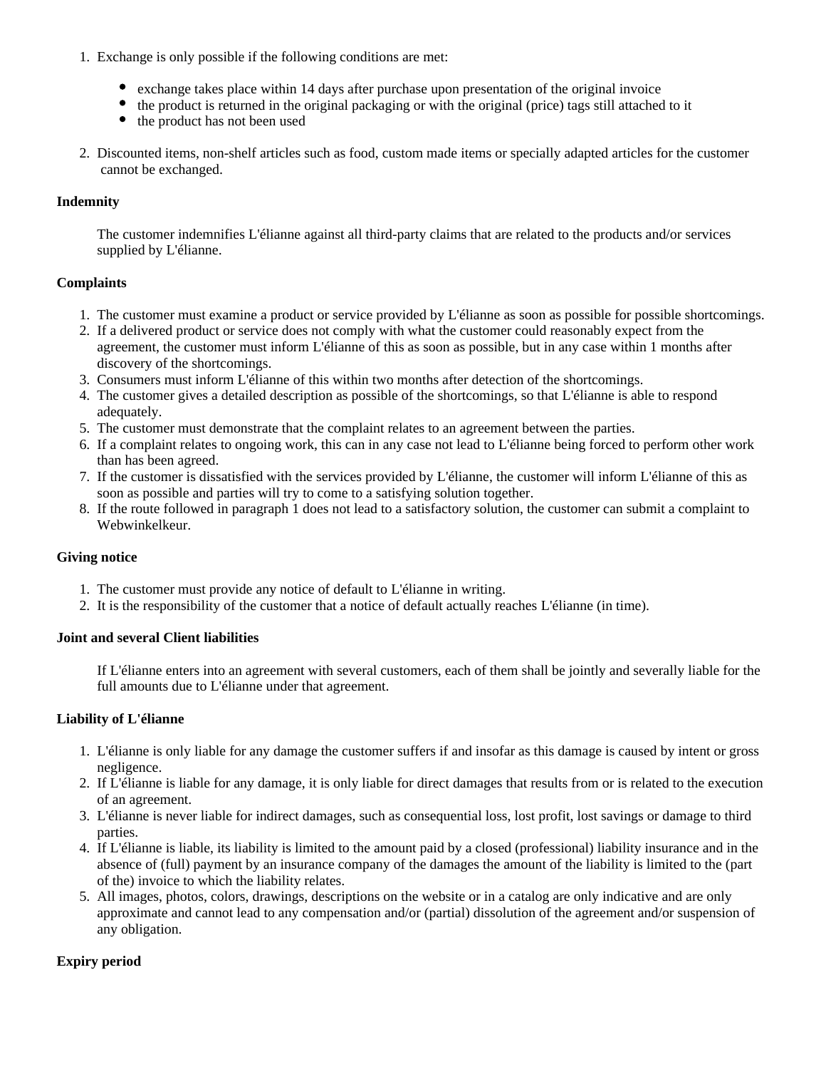1. Exchange is only possible if the following conditions are met:

   - exchange takes place within 14 days after purchase upon presentation of the original invoice
   - the product is returned in the original packaging or with the original (price) tags still attached to it
   - the product has not been used

2. Discounted items, non-shelf articles such as food, custom made items or specially adapted articles for the customer cannot be exchanged.

**Indemnity**

The customer indemnifies L'élianne against all third-party claims that are related to the products and/or services supplied by L'élianne.

**Complaints**

1. The customer must examine a product or service provided by L'élianne as soon as possible for possible shortcomings.
2. If a delivered product or service does not comply with what the customer could reasonably expect from the agreement, the customer must inform L'élianne of this as soon as possible, but in any case within 1 months after discovery of the shortcomings.
3. Consumers must inform L'élianne of this within two months after detection of the shortcomings.
4. The customer gives a detailed description as possible of the shortcomings, so that L'élianne is able to respond adequately.
5. The customer must demonstrate that the complaint relates to an agreement between the parties.
6. If a complaint relates to ongoing work, this can in any case not lead to L'élianne being forced to perform other work than has been agreed.
7. If the customer is dissatisfied with the services provided by L'élianne, the customer will inform L'élianne of this as soon as possible and parties will try to come to a satisfying solution together.
8. If the route followed in paragraph 1 does not lead to a satisfactory solution, the customer can submit a complaint to Webwinkelkeur.

**Giving notice**

1. The customer must provide any notice of default to L'élianne in writing.
2. It is the responsibility of the customer that a notice of default actually reaches L'élianne (in time).

**Joint and several Client liabilities**

If L'élianne enters into an agreement with several customers, each of them shall be jointly and severally liable for the full amounts due to L'élianne under that agreement.

**Liability of L'élianne**

1. L'élianne is only liable for any damage the customer suffers if and insofar as this damage is caused by intent or gross negligence.
2. If L'élianne is liable for any damage, it is only liable for direct damages that results from or is related to the execution of an agreement.
3. L'élianne is never liable for indirect damages, such as consequential loss, lost profit, lost savings or damage to third parties.
4. If L'élianne is liable, its liability is limited to the amount paid by a closed (professional) liability insurance and in the absence of (full) payment by an insurance company of the damages the amount of the liability is limited to the (part of the) invoice to which the liability relates.
5. All images, photos, colors, drawings, descriptions on the website or in a catalog are only indicative and are only approximate and cannot lead to any compensation and/or (partial) dissolution of the agreement and/or suspension of any obligation.

**Expiry period**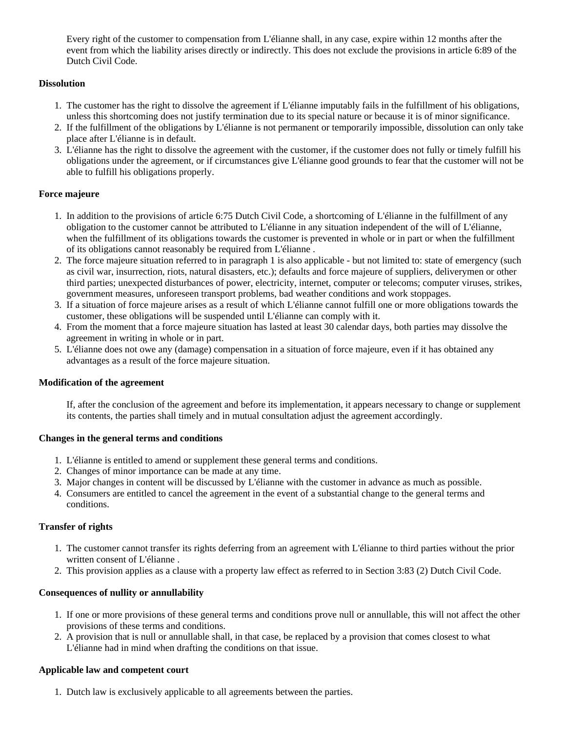Every right of the customer to compensation from L'élianne shall, in any case, expire within 12 months after the event from which the liability arises directly or indirectly. This does not exclude the provisions in article 6:89 of the Dutch Civil Code.

**Dissolution**

1. The customer has the right to dissolve the agreement if L'élianne imputably fails in the fulfillment of his obligations, unless this shortcoming does not justify termination due to its special nature or because it is of minor significance.
2. If the fulfillment of the obligations by L'élianne is not permanent or temporarily impossible, dissolution can only take place after L'élianne is in default.
3. L'élianne has the right to dissolve the agreement with the customer, if the customer does not fully or timely fulfill his obligations under the agreement, or if circumstances give L'élianne good grounds to fear that the customer will not be able to fulfill his obligations properly.

**Force majeure**

1. In addition to the provisions of article 6:75 Dutch Civil Code, a shortcoming of L'élianne in the fulfillment of any obligation to the customer cannot be attributed to L'élianne in any situation independent of the will of L'élianne, when the fulfillment of its obligations towards the customer is prevented in whole or in part or when the fulfillment of its obligations cannot reasonably be required from L'élianne .
2. The force majeure situation referred to in paragraph 1 is also applicable - but not limited to: state of emergency (such as civil war, insurrection, riots, natural disasters, etc.); defaults and force majeure of suppliers, deliverymen or other third parties; unexpected disturbances of power, electricity, internet, computer or telecoms; computer viruses, strikes, government measures, unforeseen transport problems, bad weather conditions and work stoppages.
3. If a situation of force majeure arises as a result of which L'élianne cannot fulfill one or more obligations towards the customer, these obligations will be suspended until L'élianne can comply with it.
4. From the moment that a force majeure situation has lasted at least 30 calendar days, both parties may dissolve the agreement in writing in whole or in part.
5. L'élianne does not owe any (damage) compensation in a situation of force majeure, even if it has obtained any advantages as a result of the force majeure situation.

**Modification of the agreement**

If, after the conclusion of the agreement and before its implementation, it appears necessary to change or supplement its contents, the parties shall timely and in mutual consultation adjust the agreement accordingly.

**Changes in the general terms and conditions**

1. L'élianne is entitled to amend or supplement these general terms and conditions.
2. Changes of minor importance can be made at any time.
3. Major changes in content will be discussed by L'élianne with the customer in advance as much as possible.
4. Consumers are entitled to cancel the agreement in the event of a substantial change to the general terms and conditions.

**Transfer of rights**

1. The customer cannot transfer its rights deferring from an agreement with L'élianne to third parties without the prior written consent of L'élianne .
2. This provision applies as a clause with a property law effect as referred to in Section 3:83 (2) Dutch Civil Code.

**Consequences of nullity or annullability**

1. If one or more provisions of these general terms and conditions prove null or annullable, this will not affect the other provisions of these terms and conditions.
2. A provision that is null or annullable shall, in that case, be replaced by a provision that comes closest to what L'élianne had in mind when drafting the conditions on that issue.

**Applicable law and competent court**

1. Dutch law is exclusively applicable to all agreements between the parties.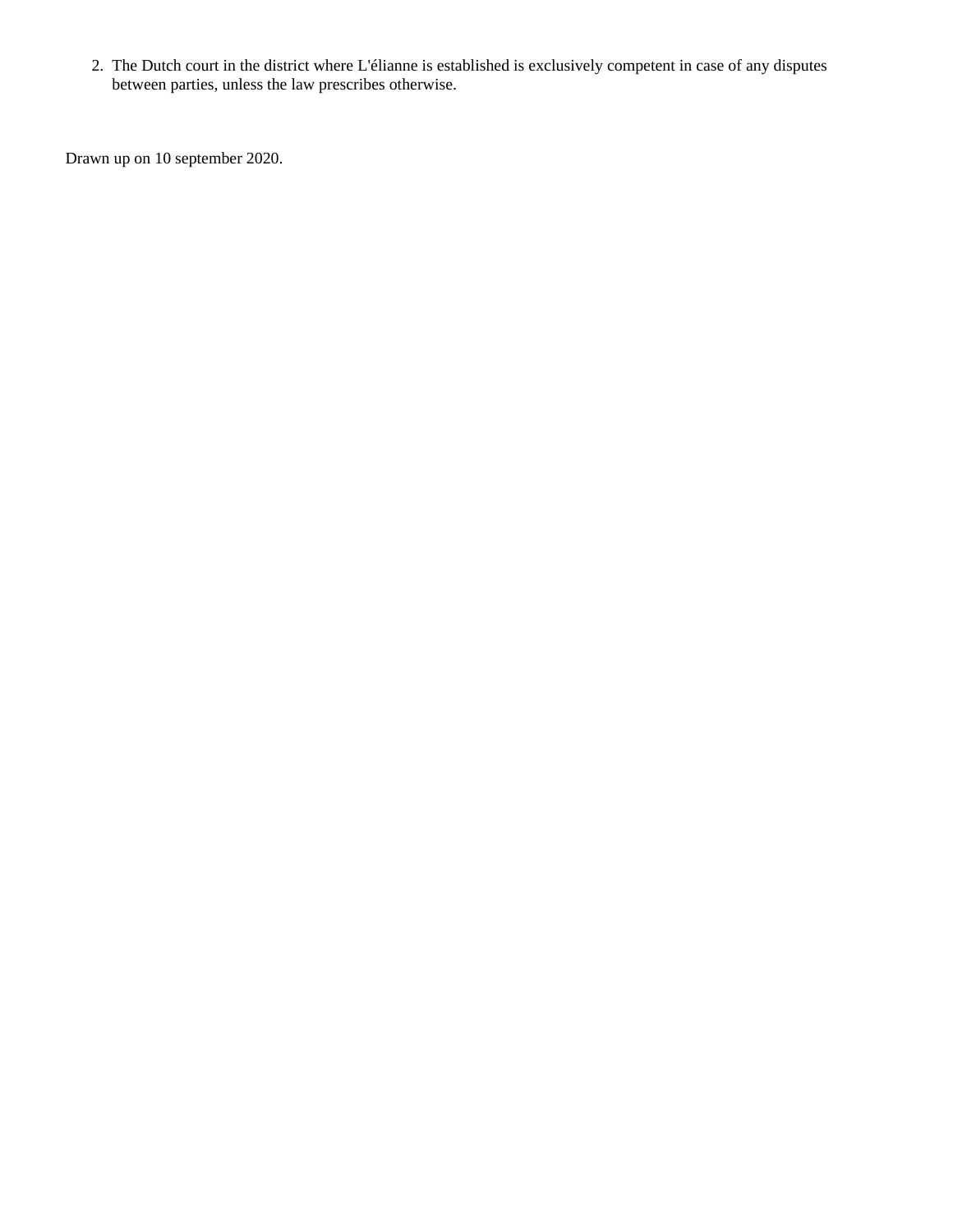2. The Dutch court in the district where L'élianne is established is exclusively competent in case of any disputes between parties, unless the law prescribes otherwise.

Drawn up on 10 september 2020.